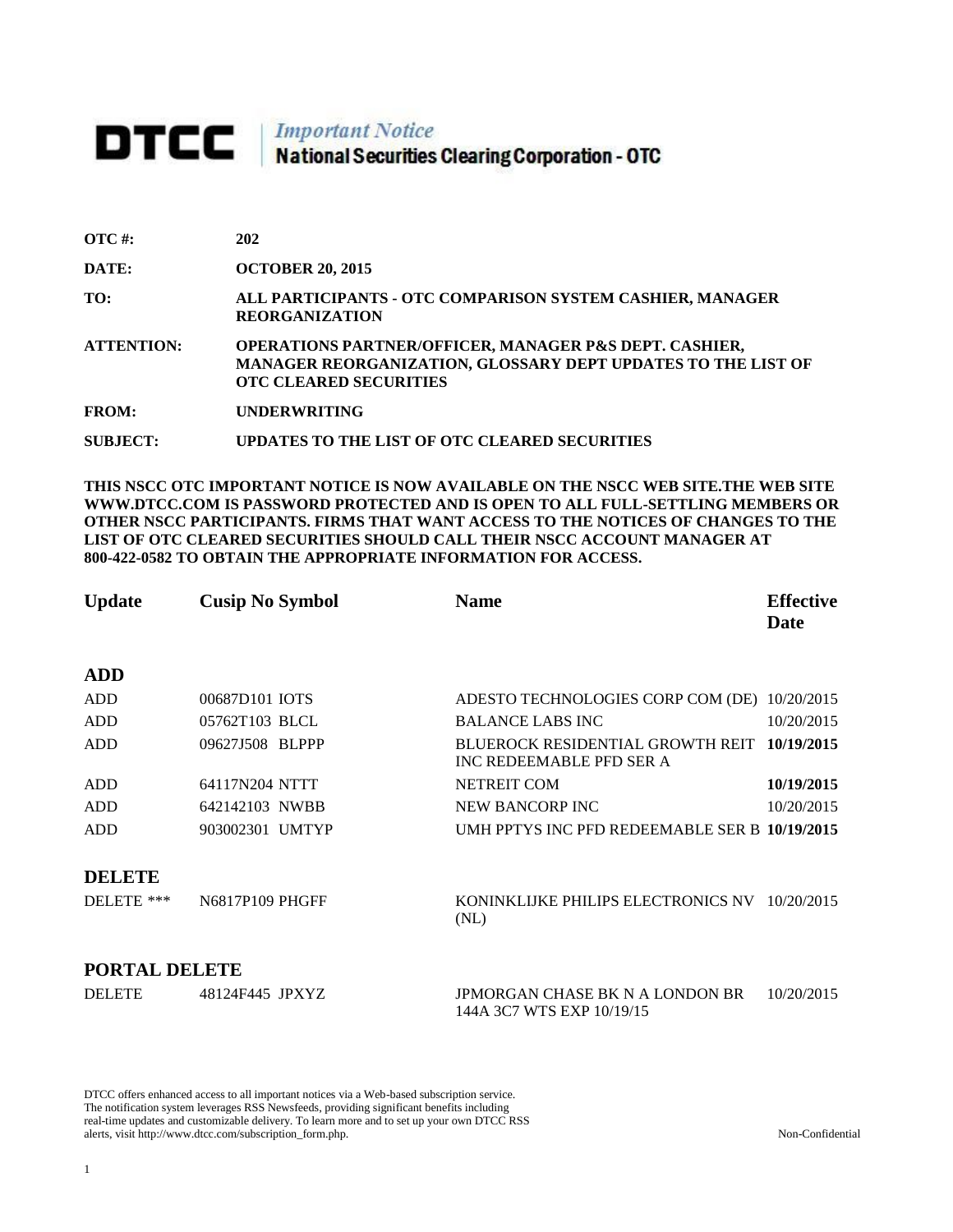# DTCC | *Important Notice* National Securities Clearing Corporation - OTC

| | |
|---|---|
| **OTC #:** | **202** |
| **DATE:** | **OCTOBER 20, 2015** |
| **TO:** | **ALL PARTICIPANTS - OTC COMPARISON SYSTEM CASHIER, MANAGER REORGANIZATION** |
| **ATTENTION:** | **OPERATIONS PARTNER/OFFICER, MANAGER P&S DEPT. CASHIER, MANAGER REORGANIZATION, GLOSSARY DEPT UPDATES TO THE LIST OF OTC CLEARED SECURITIES** |
| **FROM:** | **UNDERWRITING** |
| **SUBJECT:** | **UPDATES TO THE LIST OF OTC CLEARED SECURITIES** |

**THIS NSCC OTC IMPORTANT NOTICE IS NOW AVAILABLE ON THE NSCC WEB SITE.THE WEB SITE WWW.DTCC.COM IS PASSWORD PROTECTED AND IS OPEN TO ALL FULL-SETTLING MEMBERS OR OTHER NSCC PARTICIPANTS. FIRMS THAT WANT ACCESS TO THE NOTICES OF CHANGES TO THE LIST OF OTC CLEARED SECURITIES SHOULD CALL THEIR NSCC ACCOUNT MANAGER AT 800-422-0582 TO OBTAIN THE APPROPRIATE INFORMATION FOR ACCESS.**

| **Update** | **Cusip No Symbol** | **Name** | **Effective Date** |
|---|---|---|---|
| **ADD** | | | |
| ADD | 00687D101 IOTS | ADESTO TECHNOLOGIES CORP COM (DE) | 10/20/2015 |
| ADD | 05762T103 BLCL | BALANCE LABS INC | 10/20/2015 |
| ADD | 09627J508 BLPPP | BLUEROCK RESIDENTIAL GROWTH REIT INC REDEEMABLE PFD SER A | **10/19/2015** |
| ADD | 64117N204 NTTT | NETREIT COM | **10/19/2015** |
| ADD | 642142103 NWBB | NEW BANCORP INC | 10/20/2015 |
| ADD | 903002301 UMTYP | UMH PPTYS INC PFD REDEEMABLE SER B | **10/19/2015** |
| **DELETE** | | | |
| DELETE *** | N6817P109 PHGFF | KONINKLIJKE PHILIPS ELECTRONICS NV (NL) | 10/20/2015 |
| **PORTAL DELETE** | | | |
| DELETE | 48124F445 JPXYZ | JPMORGAN CHASE BK N A LONDON BR 144A 3C7 WTS EXP 10/19/15 | 10/20/2015 |

DTCC offers enhanced access to all important notices via a Web-based subscription service. The notification system leverages RSS Newsfeeds, providing significant benefits including real-time updates and customizable delivery. To learn more and to set up your own DTCC RSS alerts, visit http://www.dtcc.com/subscription_form.php.

Non-Confidential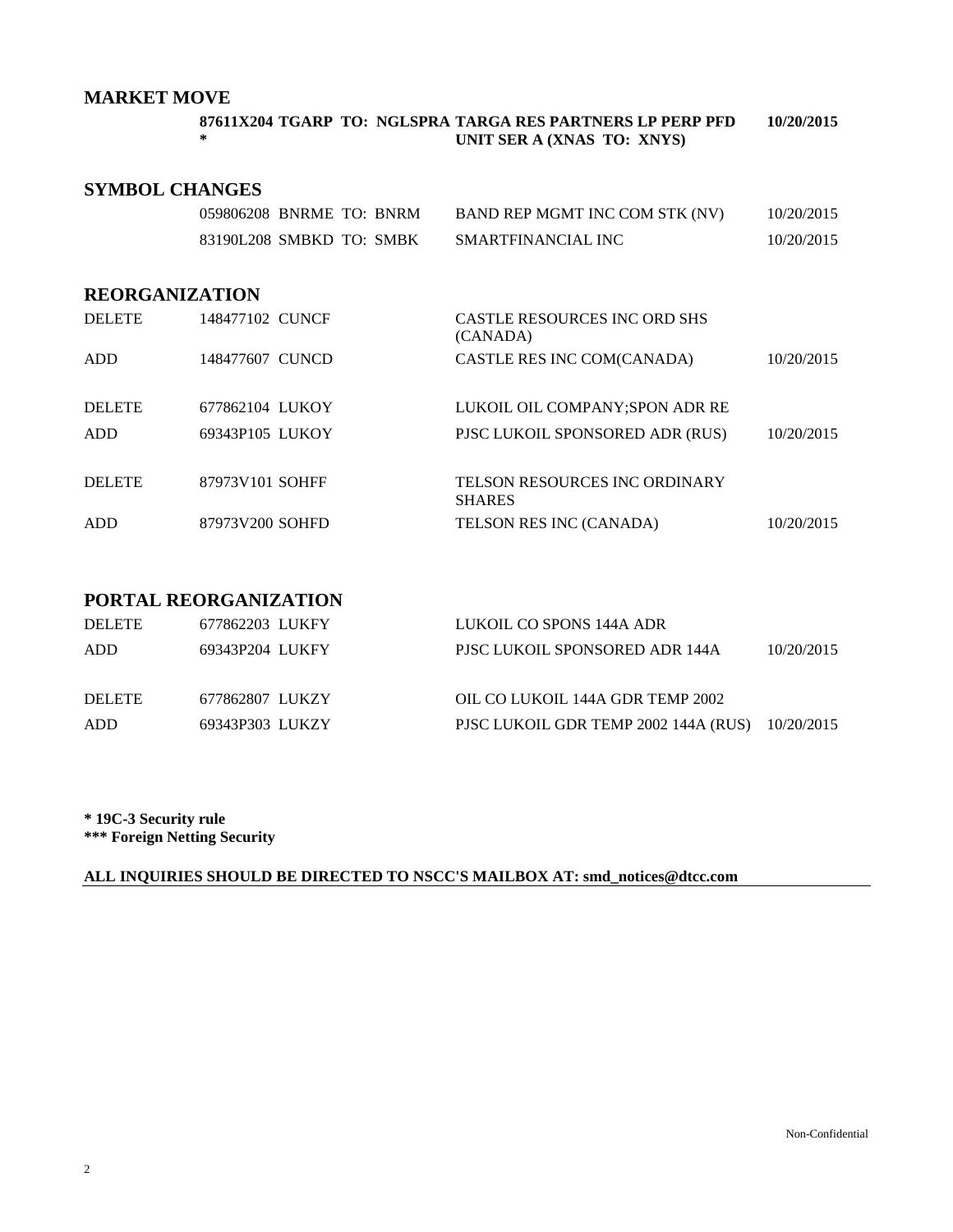## MARKET MOVE

| | | | |
|---|---|---|---|
| | **87611X204 TGARP TO: NGLSPRA** * | **TARGA RES PARTNERS LP PERP PFD UNIT SER A (XNAS TO: XNYS)** | **10/20/2015** |

## SYMBOL CHANGES

| | | | |
|---|---|---|---|
| | 059806208 BNRME TO: BNRM | BAND REP MGMT INC COM STK (NV) | 10/20/2015 |
| | 83190L208 SMBKD TO: SMBK | SMARTFINANCIAL INC | 10/20/2015 |

## REORGANIZATION

| | | | |
|---|---|---|---|
| DELETE | 148477102 CUNCF | CASTLE RESOURCES INC ORD SHS (CANADA) | |
| ADD | 148477607 CUNCD | CASTLE RES INC COM(CANADA) | 10/20/2015 |
| DELETE | 677862104 LUKOY | LUKOIL OIL COMPANY;SPON ADR RE | |
| ADD | 69343P105 LUKOY | PJSC LUKOIL SPONSORED ADR (RUS) | 10/20/2015 |
| DELETE | 87973V101 SOHFF | TELSON RESOURCES INC ORDINARY SHARES | |
| ADD | 87973V200 SOHFD | TELSON RES INC (CANADA) | 10/20/2015 |

## PORTAL REORGANIZATION

| | | | |
|---|---|---|---|
| DELETE | 677862203 LUKFY | LUKOIL CO SPONS 144A ADR | |
| ADD | 69343P204 LUKFY | PJSC LUKOIL SPONSORED ADR 144A | 10/20/2015 |
| DELETE | 677862807 LUKZY | OIL CO LUKOIL 144A GDR TEMP 2002 | |
| ADD | 69343P303 LUKZY | PJSC LUKOIL GDR TEMP 2002 144A (RUS) | 10/20/2015 |

**\* 19C-3 Security rule**
**\*\*\* Foreign Netting Security**

**ALL INQUIRIES SHOULD BE DIRECTED TO NSCC'S MAILBOX AT: smd_notices@dtcc.com**

Non-Confidential